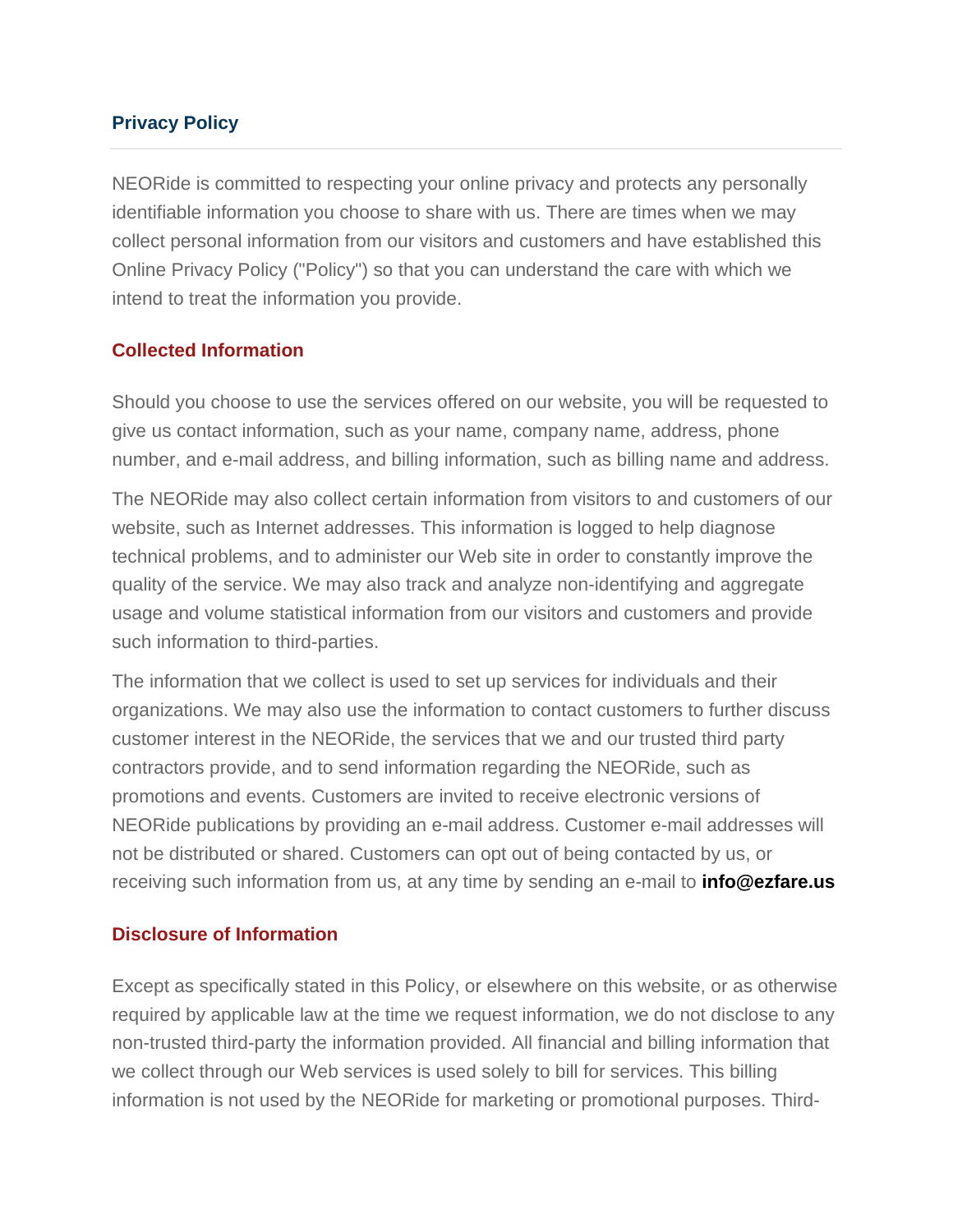## Privacy Policy

NEORide is committed to respecting your online privacy and protects any personally identifiable information you choose to share with us. There are times when we may collect personal information from our visitors and customers and have established this Online Privacy Policy ("Policy") so that you can understand the care with which we intend to treat the information you provide.

### Collected Information

Should you choose to use the services offered on our website, you will be requested to give us contact information, such as your name, company name, address, phone number, and e-mail address, and billing information, such as billing name and address.

The NEORide may also collect certain information from visitors to and customers of our website, such as Internet addresses. This information is logged to help diagnose technical problems, and to administer our Web site in order to constantly improve the quality of the service. We may also track and analyze non-identifying and aggregate usage and volume statistical information from our visitors and customers and provide such information to third-parties.

The information that we collect is used to set up services for individuals and their organizations. We may also use the information to contact customers to further discuss customer interest in the NEORide, the services that we and our trusted third party contractors provide, and to send information regarding the NEORide, such as promotions and events. Customers are invited to receive electronic versions of NEORide publications by providing an e-mail address. Customer e-mail addresses will not be distributed or shared. Customers can opt out of being contacted by us, or receiving such information from us, at any time by sending an e-mail to **info@ezfare.us**

### Disclosure of Information

Except as specifically stated in this Policy, or elsewhere on this website, or as otherwise required by applicable law at the time we request information, we do not disclose to any non-trusted third-party the information provided. All financial and billing information that we collect through our Web services is used solely to bill for services. This billing information is not used by the NEORide for marketing or promotional purposes. Third-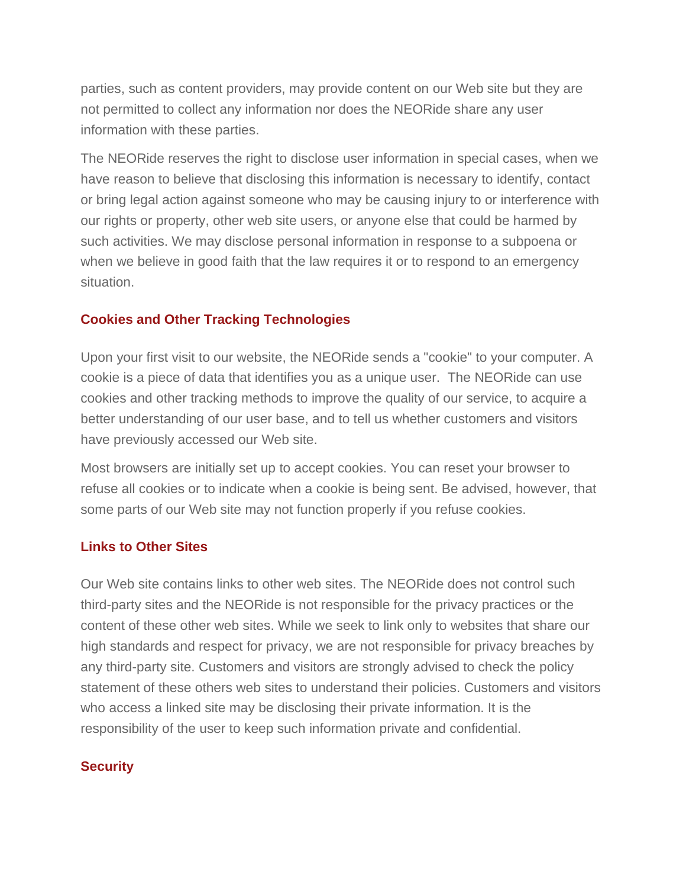parties, such as content providers, may provide content on our Web site but they are not permitted to collect any information nor does the NEORide share any user information with these parties.

The NEORide reserves the right to disclose user information in special cases, when we have reason to believe that disclosing this information is necessary to identify, contact or bring legal action against someone who may be causing injury to or interference with our rights or property, other web site users, or anyone else that could be harmed by such activities. We may disclose personal information in response to a subpoena or when we believe in good faith that the law requires it or to respond to an emergency situation.

### Cookies and Other Tracking Technologies

Upon your first visit to our website, the NEORide sends a "cookie" to your computer. A cookie is a piece of data that identifies you as a unique user. The NEORide can use cookies and other tracking methods to improve the quality of our service, to acquire a better understanding of our user base, and to tell us whether customers and visitors have previously accessed our Web site.

Most browsers are initially set up to accept cookies. You can reset your browser to refuse all cookies or to indicate when a cookie is being sent. Be advised, however, that some parts of our Web site may not function properly if you refuse cookies.

### Links to Other Sites

Our Web site contains links to other web sites. The NEORide does not control such third-party sites and the NEORide is not responsible for the privacy practices or the content of these other web sites. While we seek to link only to websites that share our high standards and respect for privacy, we are not responsible for privacy breaches by any third-party site. Customers and visitors are strongly advised to check the policy statement of these others web sites to understand their policies. Customers and visitors who access a linked site may be disclosing their private information. It is the responsibility of the user to keep such information private and confidential.

### Security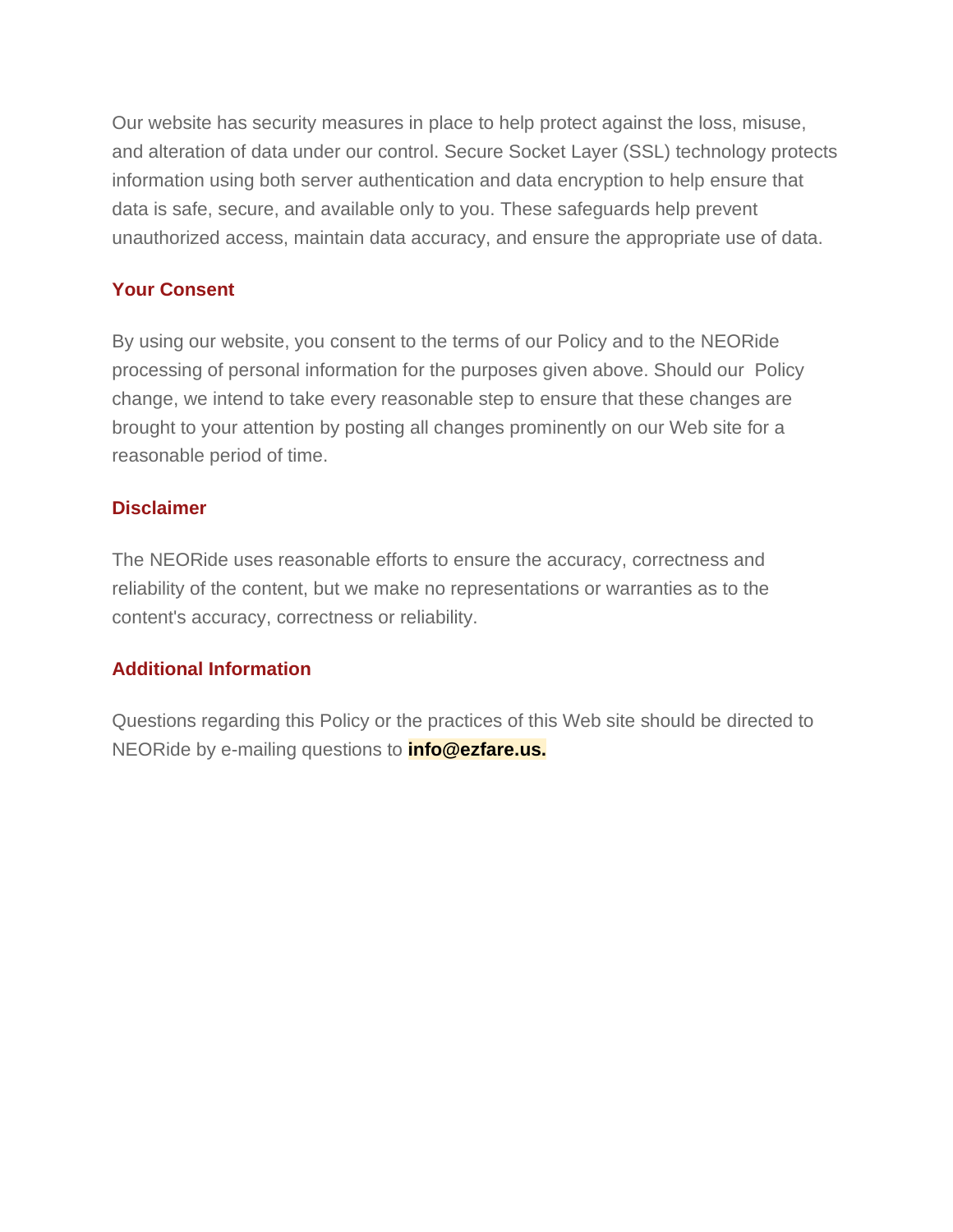Our website has security measures in place to help protect against the loss, misuse, and alteration of data under our control. Secure Socket Layer (SSL) technology protects information using both server authentication and data encryption to help ensure that data is safe, secure, and available only to you. These safeguards help prevent unauthorized access, maintain data accuracy, and ensure the appropriate use of data.

## Your Consent

By using our website, you consent to the terms of our Policy and to the NEORide processing of personal information for the purposes given above. Should our Policy change, we intend to take every reasonable step to ensure that these changes are brought to your attention by posting all changes prominently on our Web site for a reasonable period of time.

## Disclaimer

The NEORide uses reasonable efforts to ensure the accuracy, correctness and reliability of the content, but we make no representations or warranties as to the content's accuracy, correctness or reliability.

## Additional Information

Questions regarding this Policy or the practices of this Web site should be directed to NEORide by e-mailing questions to **info@ezfare.us.**